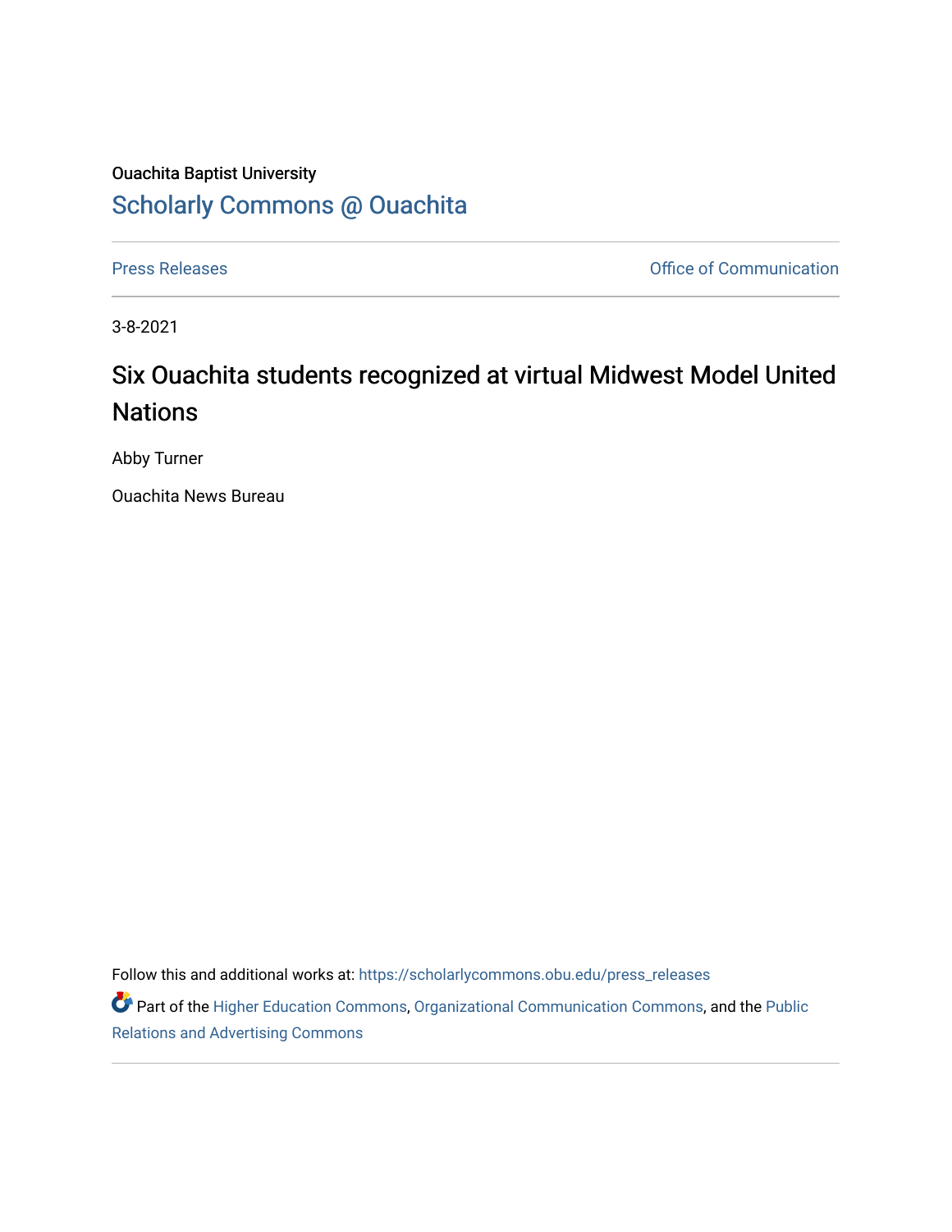Ouachita Baptist University

## Scholarly Commons @ Ouachita

Press Releases | Office of Communication

3-8-2021

# Six Ouachita students recognized at virtual Midwest Model United Nations

Abby Turner

Ouachita News Bureau

Follow this and additional works at: https://scholarlycommons.obu.edu/press_releases

Part of the Higher Education Commons, Organizational Communication Commons, and the Public Relations and Advertising Commons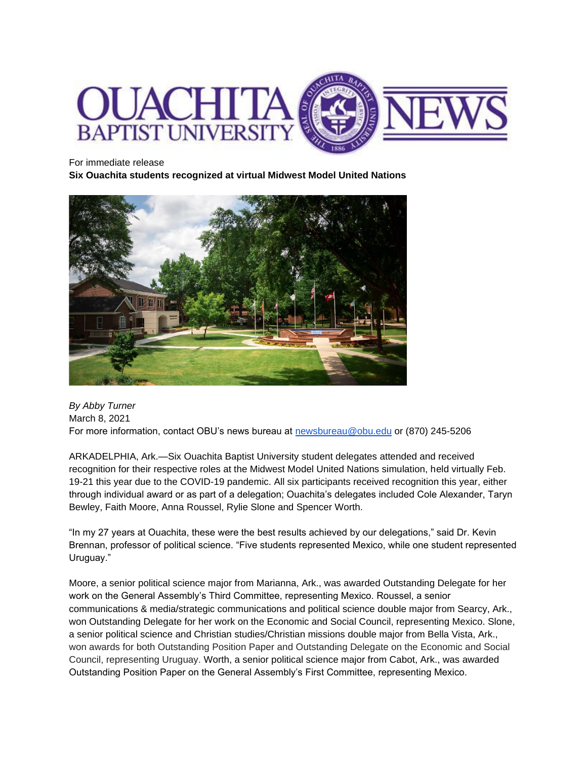OUACHITA BAPTIST UNIVERSITY NEWS

For immediate release

**Six Ouachita students recognized at virtual Midwest Model United Nations**

*By Abby Turner*
March 8, 2021
For more information, contact OBU's news bureau at newsbureau@obu.edu or (870) 245-5206

ARKADELPHIA, Ark.—Six Ouachita Baptist University student delegates attended and received recognition for their respective roles at the Midwest Model United Nations simulation, held virtually Feb. 19-21 this year due to the COVID-19 pandemic. All six participants received recognition this year, either through individual award or as part of a delegation; Ouachita's delegates included Cole Alexander, Taryn Bewley, Faith Moore, Anna Roussel, Rylie Slone and Spencer Worth.

"In my 27 years at Ouachita, these were the best results achieved by our delegations," said Dr. Kevin Brennan, professor of political science. "Five students represented Mexico, while one student represented Uruguay."

Moore, a senior political science major from Marianna, Ark., was awarded Outstanding Delegate for her work on the General Assembly's Third Committee, representing Mexico. Roussel, a senior communications & media/strategic communications and political science double major from Searcy, Ark., won Outstanding Delegate for her work on the Economic and Social Council, representing Mexico. Slone, a senior political science and Christian studies/Christian missions double major from Bella Vista, Ark., won awards for both Outstanding Position Paper and Outstanding Delegate on the Economic and Social Council, representing Uruguay. Worth, a senior political science major from Cabot, Ark., was awarded Outstanding Position Paper on the General Assembly's First Committee, representing Mexico.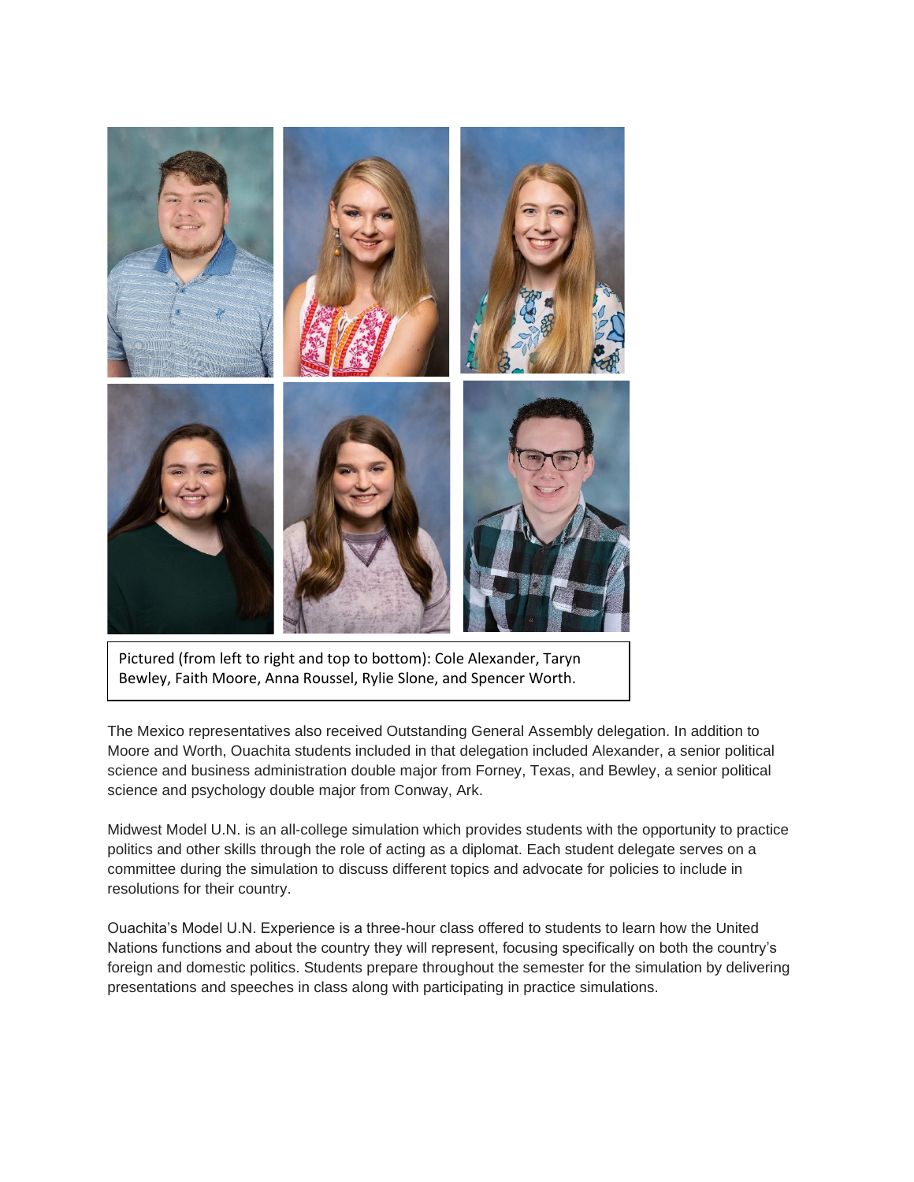Pictured (from left to right and top to bottom): Cole Alexander, Taryn Bewley, Faith Moore, Anna Roussel, Rylie Slone, and Spencer Worth.

The Mexico representatives also received Outstanding General Assembly delegation. In addition to Moore and Worth, Ouachita students included in that delegation included Alexander, a senior political science and business administration double major from Forney, Texas, and Bewley, a senior political science and psychology double major from Conway, Ark.

Midwest Model U.N. is an all-college simulation which provides students with the opportunity to practice politics and other skills through the role of acting as a diplomat. Each student delegate serves on a committee during the simulation to discuss different topics and advocate for policies to include in resolutions for their country.

Ouachita's Model U.N. Experience is a three-hour class offered to students to learn how the United Nations functions and about the country they will represent, focusing specifically on both the country's foreign and domestic politics. Students prepare throughout the semester for the simulation by delivering presentations and speeches in class along with participating in practice simulations.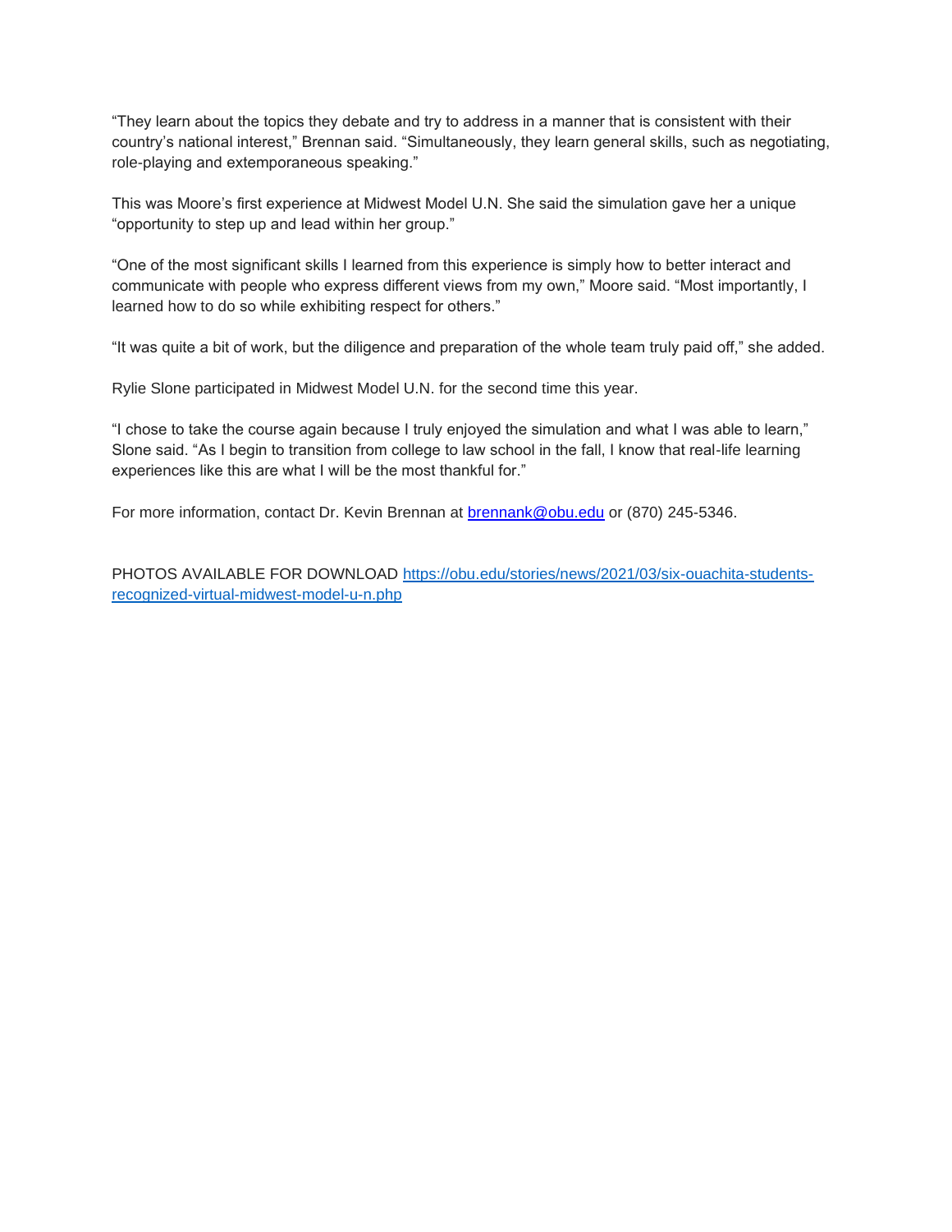"They learn about the topics they debate and try to address in a manner that is consistent with their country's national interest," Brennan said. "Simultaneously, they learn general skills, such as negotiating, role-playing and extemporaneous speaking."

This was Moore's first experience at Midwest Model U.N. She said the simulation gave her a unique "opportunity to step up and lead within her group."

"One of the most significant skills I learned from this experience is simply how to better interact and communicate with people who express different views from my own," Moore said. "Most importantly, I learned how to do so while exhibiting respect for others."

"It was quite a bit of work, but the diligence and preparation of the whole team truly paid off," she added.

Rylie Slone participated in Midwest Model U.N. for the second time this year.

"I chose to take the course again because I truly enjoyed the simulation and what I was able to learn," Slone said. "As I begin to transition from college to law school in the fall, I know that real-life learning experiences like this are what I will be the most thankful for."

For more information, contact Dr. Kevin Brennan at [brennank@obu.edu](mailto:brennank@obu.edu) or (870) 245-5346.

PHOTOS AVAILABLE FOR DOWNLOAD [https://obu.edu/stories/news/2021/03/six-ouachita-students-recognized-virtual-midwest-model-u-n.php](https://obu.edu/stories/news/2021/03/six-ouachita-students-recognized-virtual-midwest-model-u-n.php)